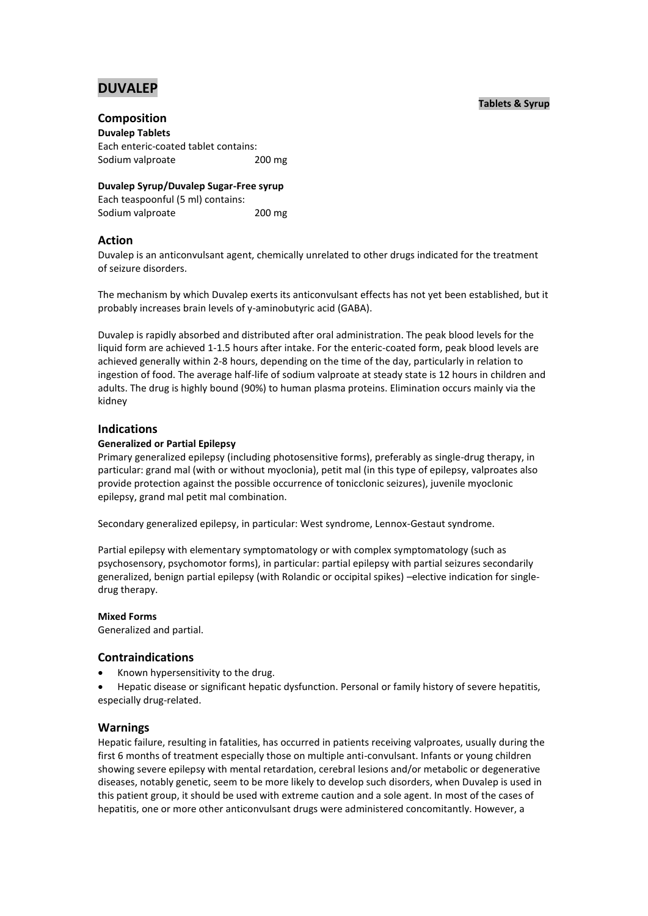# DUVALEP

**Tablets & Syrup**

## Composition

**Duvalep Tablets**

Each enteric-coated tablet contains:
Sodium valproate 200 mg

**Duvalep Syrup/Duvalep Sugar-Free syrup**

Each teaspoonful (5 ml) contains:
Sodium valproate 200 mg

## Action

Duvalep is an anticonvulsant agent, chemically unrelated to other drugs indicated for the treatment of seizure disorders.

The mechanism by which Duvalep exerts its anticonvulsant effects has not yet been established, but it probably increases brain levels of γ-aminobutyric acid (GABA).

Duvalep is rapidly absorbed and distributed after oral administration. The peak blood levels for the liquid form are achieved 1-1.5 hours after intake. For the enteric-coated form, peak blood levels are achieved generally within 2-8 hours, depending on the time of the day, particularly in relation to ingestion of food. The average half-life of sodium valproate at steady state is 12 hours in children and adults. The drug is highly bound (90%) to human plasma proteins. Elimination occurs mainly via the kidney

## Indications

**Generalized or Partial Epilepsy**

Primary generalized epilepsy (including photosensitive forms), preferably as single-drug therapy, in particular: grand mal (with or without myoclonia), petit mal (in this type of epilepsy, valproates also provide protection against the possible occurrence of tonicclonic seizures), juvenile myoclonic epilepsy, grand mal petit mal combination.

Secondary generalized epilepsy, in particular: West syndrome, Lennox-Gestaut syndrome.

Partial epilepsy with elementary symptomatology or with complex symptomatology (such as psychosensory, psychomotor forms), in particular: partial epilepsy with partial seizures secondarily generalized, benign partial epilepsy (with Rolandic or occipital spikes) –elective indication for single-drug therapy.

**Mixed Forms**

Generalized and partial.

## Contraindications

- Known hypersensitivity to the drug.
- Hepatic disease or significant hepatic dysfunction. Personal or family history of severe hepatitis, especially drug-related.

## Warnings

Hepatic failure, resulting in fatalities, has occurred in patients receiving valproates, usually during the first 6 months of treatment especially those on multiple anti-convulsant. Infants or young children showing severe epilepsy with mental retardation, cerebral lesions and/or metabolic or degenerative diseases, notably genetic, seem to be more likely to develop such disorders, when Duvalep is used in this patient group, it should be used with extreme caution and a sole agent. In most of the cases of hepatitis, one or more other anticonvulsant drugs were administered concomitantly. However, a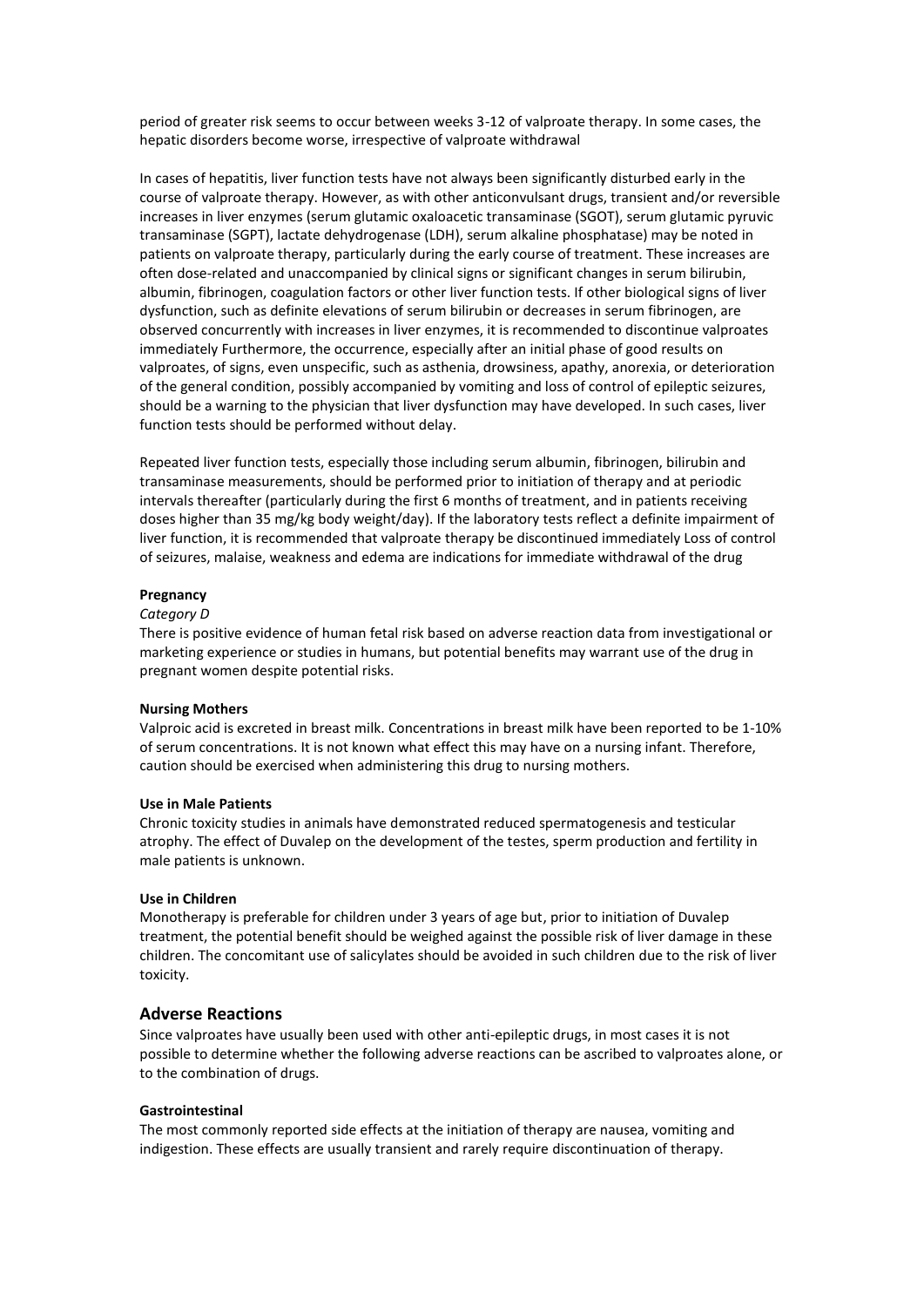period of greater risk seems to occur between weeks 3-12 of valproate therapy. In some cases, the hepatic disorders become worse, irrespective of valproate withdrawal

In cases of hepatitis, liver function tests have not always been significantly disturbed early in the course of valproate therapy. However, as with other anticonvulsant drugs, transient and/or reversible increases in liver enzymes (serum glutamic oxaloacetic transaminase (SGOT), serum glutamic pyruvic transaminase (SGPT), lactate dehydrogenase (LDH), serum alkaline phosphatase) may be noted in patients on valproate therapy, particularly during the early course of treatment. These increases are often dose-related and unaccompanied by clinical signs or significant changes in serum bilirubin, albumin, fibrinogen, coagulation factors or other liver function tests. If other biological signs of liver dysfunction, such as definite elevations of serum bilirubin or decreases in serum fibrinogen, are observed concurrently with increases in liver enzymes, it is recommended to discontinue valproates immediately Furthermore, the occurrence, especially after an initial phase of good results on valproates, of signs, even unspecific, such as asthenia, drowsiness, apathy, anorexia, or deterioration of the general condition, possibly accompanied by vomiting and loss of control of epileptic seizures, should be a warning to the physician that liver dysfunction may have developed. In such cases, liver function tests should be performed without delay.

Repeated liver function tests, especially those including serum albumin, fibrinogen, bilirubin and transaminase measurements, should be performed prior to initiation of therapy and at periodic intervals thereafter (particularly during the first 6 months of treatment, and in patients receiving doses higher than 35 mg/kg body weight/day). If the laboratory tests reflect a definite impairment of liver function, it is recommended that valproate therapy be discontinued immediately Loss of control of seizures, malaise, weakness and edema are indications for immediate withdrawal of the drug

**Pregnancy**

*Category D*

There is positive evidence of human fetal risk based on adverse reaction data from investigational or marketing experience or studies in humans, but potential benefits may warrant use of the drug in pregnant women despite potential risks.

**Nursing Mothers**

Valproic acid is excreted in breast milk. Concentrations in breast milk have been reported to be 1-10% of serum concentrations. It is not known what effect this may have on a nursing infant. Therefore, caution should be exercised when administering this drug to nursing mothers.

**Use in Male Patients**

Chronic toxicity studies in animals have demonstrated reduced spermatogenesis and testicular atrophy. The effect of Duvalep on the development of the testes, sperm production and fertility in male patients is unknown.

**Use in Children**

Monotherapy is preferable for children under 3 years of age but, prior to initiation of Duvalep treatment, the potential benefit should be weighed against the possible risk of liver damage in these children. The concomitant use of salicylates should be avoided in such children due to the risk of liver toxicity.

## Adverse Reactions

Since valproates have usually been used with other anti-epileptic drugs, in most cases it is not possible to determine whether the following adverse reactions can be ascribed to valproates alone, or to the combination of drugs.

**Gastrointestinal**

The most commonly reported side effects at the initiation of therapy are nausea, vomiting and indigestion. These effects are usually transient and rarely require discontinuation of therapy.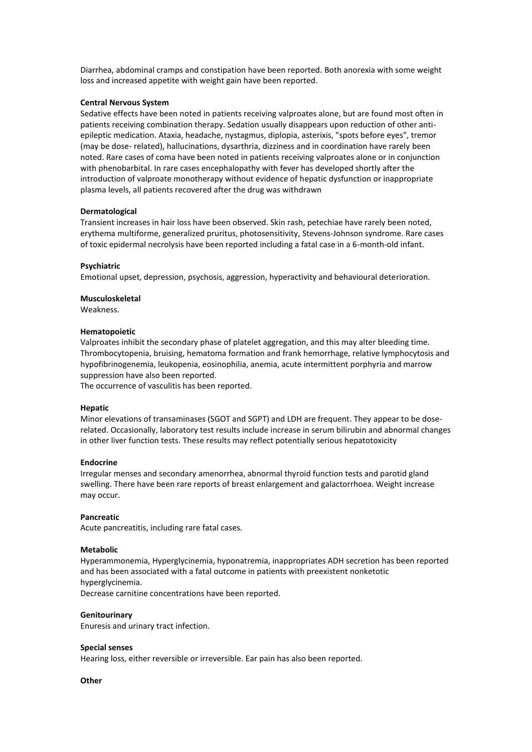Diarrhea, abdominal cramps and constipation have been reported. Both anorexia with some weight loss and increased appetite with weight gain have been reported.

**Central Nervous System**

Sedative effects have been noted in patients receiving valproates alone, but are found most often in patients receiving combination therapy. Sedation usually disappears upon reduction of other anti-epileptic medication. Ataxia, headache, nystagmus, diplopia, asterixis, "spots before eyes", tremor (may be dose- related), hallucinations, dysarthria, dizziness and in coordination have rarely been noted. Rare cases of coma have been noted in patients receiving valproates alone or in conjunction with phenobarbital. In rare cases encephalopathy with fever has developed shortly after the introduction of valproate monotherapy without evidence of hepatic dysfunction or inappropriate plasma levels, all patients recovered after the drug was withdrawn

**Dermatological**

Transient increases in hair loss have been observed. Skin rash, petechiae have rarely been noted, erythema multiforme, generalized pruritus, photosensitivity, Stevens-Johnson syndrome. Rare cases of toxic epidermal necrolysis have been reported including a fatal case in a 6-month-old infant.

**Psychiatric**

Emotional upset, depression, psychosis, aggression, hyperactivity and behavioural deterioration.

**Musculoskeletal**

Weakness.

**Hematopoietic**

Valproates inhibit the secondary phase of platelet aggregation, and this may alter bleeding time. Thrombocytopenia, bruising, hematoma formation and frank hemorrhage, relative lymphocytosis and hypofibrinogenemia, leukopenia, eosinophilia, anemia, acute intermittent porphyria and marrow suppression have also been reported.

The occurrence of vasculitis has been reported.

**Hepatic**

Minor elevations of transaminases (SGOT and SGPT) and LDH are frequent. They appear to be dose-related. Occasionally, laboratory test results include increase in serum bilirubin and abnormal changes in other liver function tests. These results may reflect potentially serious hepatotoxicity

**Endocrine**

Irregular menses and secondary amenorrhea, abnormal thyroid function tests and parotid gland swelling. There have been rare reports of breast enlargement and galactorrhoea. Weight increase may occur.

**Pancreatic**

Acute pancreatitis, including rare fatal cases.

**Metabolic**

Hyperammonemia, Hyperglycinemia, hyponatremia, inappropriates ADH secretion has been reported and has been associated with a fatal outcome in patients with preexistent nonketotic hyperglycinemia.

Decrease carnitine concentrations have been reported.

**Genitourinary**

Enuresis and urinary tract infection.

**Special senses**

Hearing loss, either reversible or irreversible. Ear pain has also been reported.

**Other**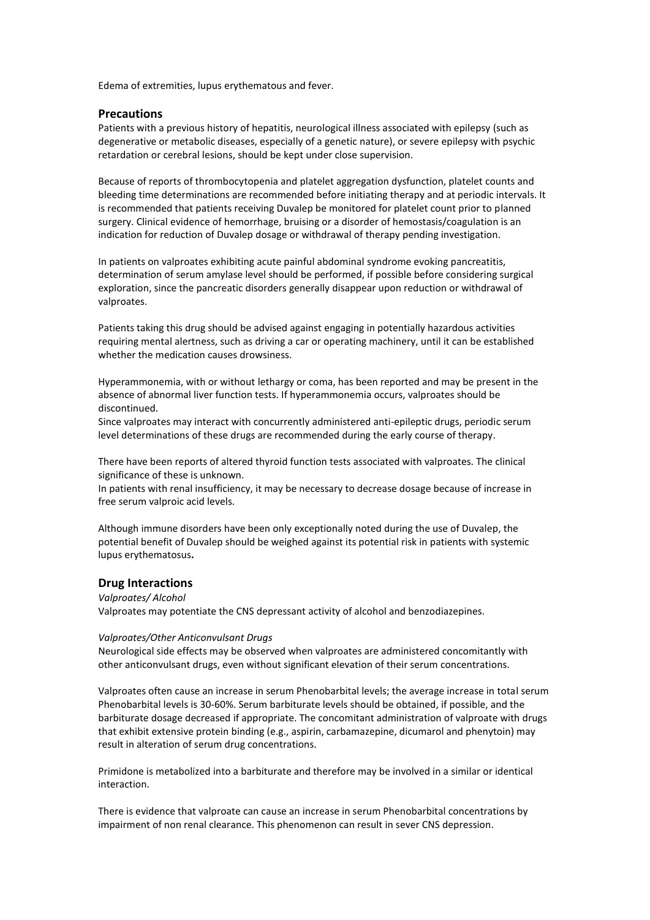Edema of extremities, lupus erythematous and fever.

## Precautions

Patients with a previous history of hepatitis, neurological illness associated with epilepsy (such as degenerative or metabolic diseases, especially of a genetic nature), or severe epilepsy with psychic retardation or cerebral lesions, should be kept under close supervision.

Because of reports of thrombocytopenia and platelet aggregation dysfunction, platelet counts and bleeding time determinations are recommended before initiating therapy and at periodic intervals. It is recommended that patients receiving Duvalep be monitored for platelet count prior to planned surgery. Clinical evidence of hemorrhage, bruising or a disorder of hemostasis/coagulation is an indication for reduction of Duvalep dosage or withdrawal of therapy pending investigation.

In patients on valproates exhibiting acute painful abdominal syndrome evoking pancreatitis, determination of serum amylase level should be performed, if possible before considering surgical exploration, since the pancreatic disorders generally disappear upon reduction or withdrawal of valproates.

Patients taking this drug should be advised against engaging in potentially hazardous activities requiring mental alertness, such as driving a car or operating machinery, until it can be established whether the medication causes drowsiness.

Hyperammonemia, with or without lethargy or coma, has been reported and may be present in the absence of abnormal liver function tests. If hyperammonemia occurs, valproates should be discontinued.
Since valproates may interact with concurrently administered anti-epileptic drugs, periodic serum level determinations of these drugs are recommended during the early course of therapy.

There have been reports of altered thyroid function tests associated with valproates. The clinical significance of these is unknown.
In patients with renal insufficiency, it may be necessary to decrease dosage because of increase in free serum valproic acid levels.

Although immune disorders have been only exceptionally noted during the use of Duvalep, the potential benefit of Duvalep should be weighed against its potential risk in patients with systemic lupus erythematosus**.**

## Drug Interactions

*Valproates/ Alcohol*
Valproates may potentiate the CNS depressant activity of alcohol and benzodiazepines.

*Valproates/Other Anticonvulsant Drugs*
Neurological side effects may be observed when valproates are administered concomitantly with other anticonvulsant drugs, even without significant elevation of their serum concentrations.

Valproates often cause an increase in serum Phenobarbital levels; the average increase in total serum Phenobarbital levels is 30-60%. Serum barbiturate levels should be obtained, if possible, and the barbiturate dosage decreased if appropriate. The concomitant administration of valproate with drugs that exhibit extensive protein binding (e.g., aspirin, carbamazepine, dicumarol and phenytoin) may result in alteration of serum drug concentrations.

Primidone is metabolized into a barbiturate and therefore may be involved in a similar or identical interaction.

There is evidence that valproate can cause an increase in serum Phenobarbital concentrations by impairment of non renal clearance. This phenomenon can result in sever CNS depression.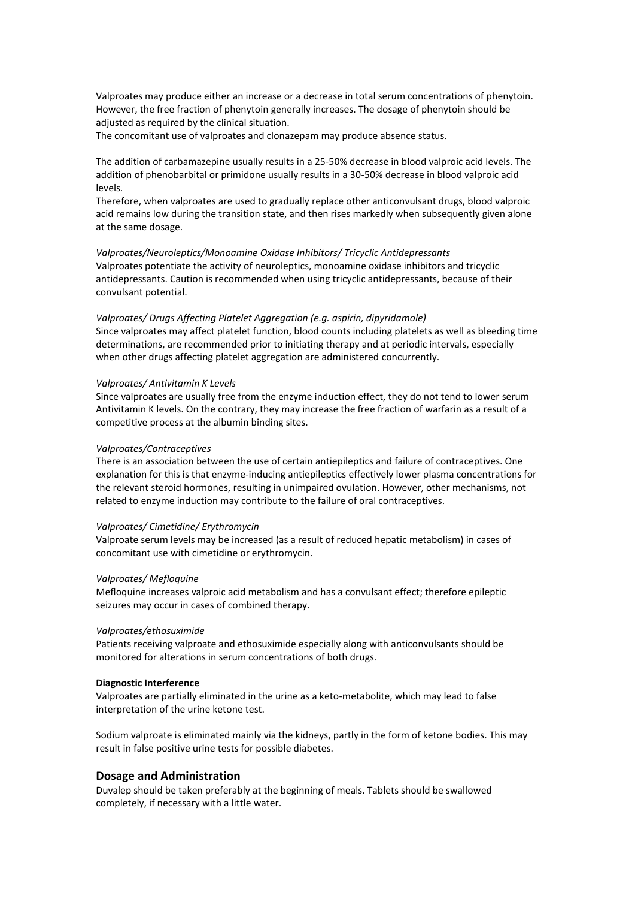Valproates may produce either an increase or a decrease in total serum concentrations of phenytoin. However, the free fraction of phenytoin generally increases. The dosage of phenytoin should be adjusted as required by the clinical situation.
The concomitant use of valproates and clonazepam may produce absence status.

The addition of carbamazepine usually results in a 25-50% decrease in blood valproic acid levels. The addition of phenobarbital or primidone usually results in a 30-50% decrease in blood valproic acid levels.
Therefore, when valproates are used to gradually replace other anticonvulsant drugs, blood valproic acid remains low during the transition state, and then rises markedly when subsequently given alone at the same dosage.

*Valproates/Neuroleptics/Monoamine Oxidase Inhibitors/ Tricyclic Antidepressants*
Valproates potentiate the activity of neuroleptics, monoamine oxidase inhibitors and tricyclic antidepressants. Caution is recommended when using tricyclic antidepressants, because of their convulsant potential.

*Valproates/ Drugs Affecting Platelet Aggregation (e.g. aspirin, dipyridamole)*
Since valproates may affect platelet function, blood counts including platelets as well as bleeding time determinations, are recommended prior to initiating therapy and at periodic intervals, especially when other drugs affecting platelet aggregation are administered concurrently.

*Valproates/ Antivitamin K Levels*
Since valproates are usually free from the enzyme induction effect, they do not tend to lower serum Antivitamin K levels. On the contrary, they may increase the free fraction of warfarin as a result of a competitive process at the albumin binding sites.

*Valproates/Contraceptives*
There is an association between the use of certain antiepileptics and failure of contraceptives. One explanation for this is that enzyme-inducing antiepileptics effectively lower plasma concentrations for the relevant steroid hormones, resulting in unimpaired ovulation. However, other mechanisms, not related to enzyme induction may contribute to the failure of oral contraceptives.

*Valproates/ Cimetidine/ Erythromycin*
Valproate serum levels may be increased (as a result of reduced hepatic metabolism) in cases of concomitant use with cimetidine or erythromycin.

*Valproates/ Mefloquine*
Mefloquine increases valproic acid metabolism and has a convulsant effect; therefore epileptic seizures may occur in cases of combined therapy.

*Valproates/ethosuximide*
Patients receiving valproate and ethosuximide especially along with anticonvulsants should be monitored for alterations in serum concentrations of both drugs.

**Diagnostic Interference**
Valproates are partially eliminated in the urine as a keto-metabolite, which may lead to false interpretation of the urine ketone test.

Sodium valproate is eliminated mainly via the kidneys, partly in the form of ketone bodies. This may result in false positive urine tests for possible diabetes.

## Dosage and Administration

Duvalep should be taken preferably at the beginning of meals. Tablets should be swallowed completely, if necessary with a little water.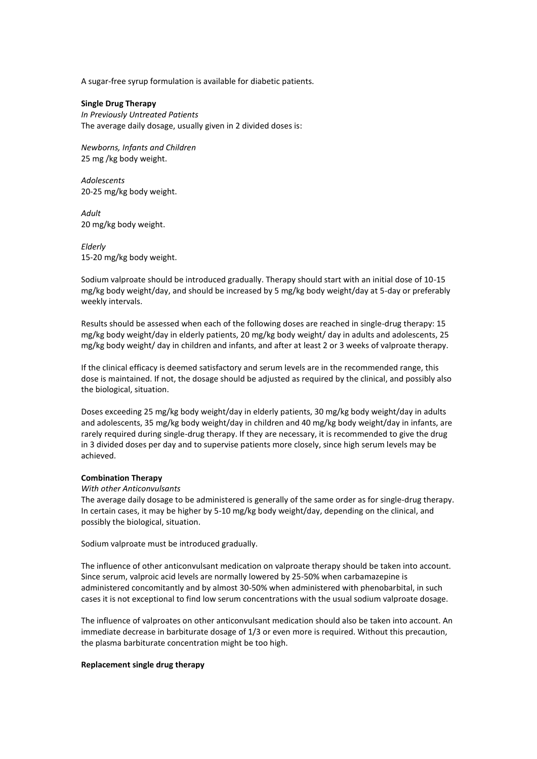A sugar-free syrup formulation is available for diabetic patients.

**Single Drug Therapy**

*In Previously Untreated Patients*

The average daily dosage, usually given in 2 divided doses is:

*Newborns, Infants and Children*

25 mg /kg body weight.

*Adolescents*

20-25 mg/kg body weight.

*Adult*

20 mg/kg body weight.

*Elderly*

15-20 mg/kg body weight.

Sodium valproate should be introduced gradually. Therapy should start with an initial dose of 10-15 mg/kg body weight/day, and should be increased by 5 mg/kg body weight/day at 5-day or preferably weekly intervals.

Results should be assessed when each of the following doses are reached in single-drug therapy: 15 mg/kg body weight/day in elderly patients, 20 mg/kg body weight/ day in adults and adolescents, 25 mg/kg body weight/ day in children and infants, and after at least 2 or 3 weeks of valproate therapy.

If the clinical efficacy is deemed satisfactory and serum levels are in the recommended range, this dose is maintained. If not, the dosage should be adjusted as required by the clinical, and possibly also the biological, situation.

Doses exceeding 25 mg/kg body weight/day in elderly patients, 30 mg/kg body weight/day in adults and adolescents, 35 mg/kg body weight/day in children and 40 mg/kg body weight/day in infants, are rarely required during single-drug therapy. If they are necessary, it is recommended to give the drug in 3 divided doses per day and to supervise patients more closely, since high serum levels may be achieved.

**Combination Therapy**

*With other Anticonvulsants*

The average daily dosage to be administered is generally of the same order as for single-drug therapy. In certain cases, it may be higher by 5-10 mg/kg body weight/day, depending on the clinical, and possibly the biological, situation.

Sodium valproate must be introduced gradually.

The influence of other anticonvulsant medication on valproate therapy should be taken into account. Since serum, valproic acid levels are normally lowered by 25-50% when carbamazepine is administered concomitantly and by almost 30-50% when administered with phenobarbital, in such cases it is not exceptional to find low serum concentrations with the usual sodium valproate dosage.

The influence of valproates on other anticonvulsant medication should also be taken into account. An immediate decrease in barbiturate dosage of 1/3 or even more is required. Without this precaution, the plasma barbiturate concentration might be too high.

**Replacement single drug therapy**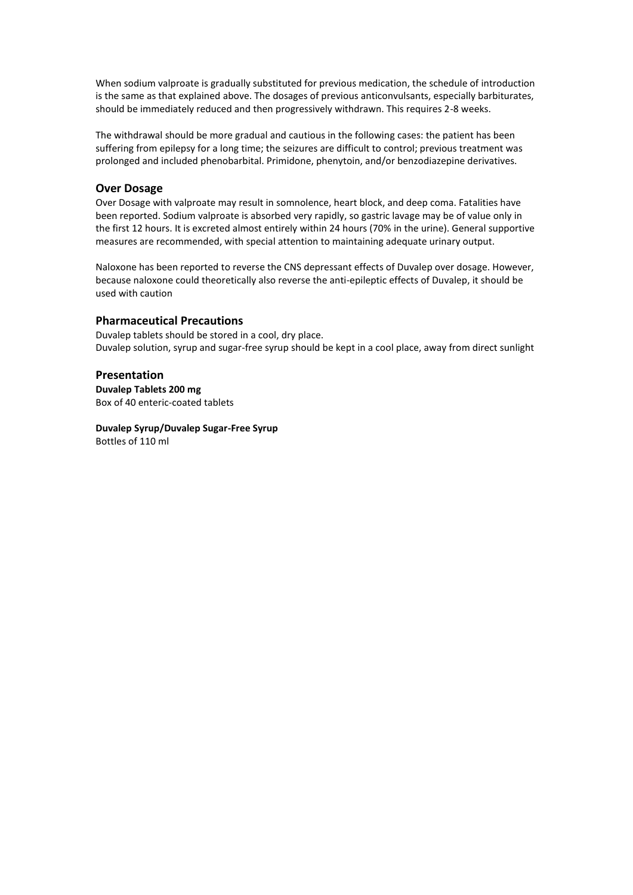When sodium valproate is gradually substituted for previous medication, the schedule of introduction is the same as that explained above. The dosages of previous anticonvulsants, especially barbiturates, should be immediately reduced and then progressively withdrawn. This requires 2-8 weeks.

The withdrawal should be more gradual and cautious in the following cases: the patient has been suffering from epilepsy for a long time; the seizures are difficult to control; previous treatment was prolonged and included phenobarbital. Primidone, phenytoin, and/or benzodiazepine derivatives.

## Over Dosage

Over Dosage with valproate may result in somnolence, heart block, and deep coma. Fatalities have been reported. Sodium valproate is absorbed very rapidly, so gastric lavage may be of value only in the first 12 hours. It is excreted almost entirely within 24 hours (70% in the urine). General supportive measures are recommended, with special attention to maintaining adequate urinary output.

Naloxone has been reported to reverse the CNS depressant effects of Duvalep over dosage. However, because naloxone could theoretically also reverse the anti-epileptic effects of Duvalep, it should be used with caution

## Pharmaceutical Precautions

Duvalep tablets should be stored in a cool, dry place.
Duvalep solution, syrup and sugar-free syrup should be kept in a cool place, away from direct sunlight

## Presentation

**Duvalep Tablets 200 mg**
Box of 40 enteric-coated tablets

**Duvalep Syrup/Duvalep Sugar-Free Syrup**
Bottles of 110 ml